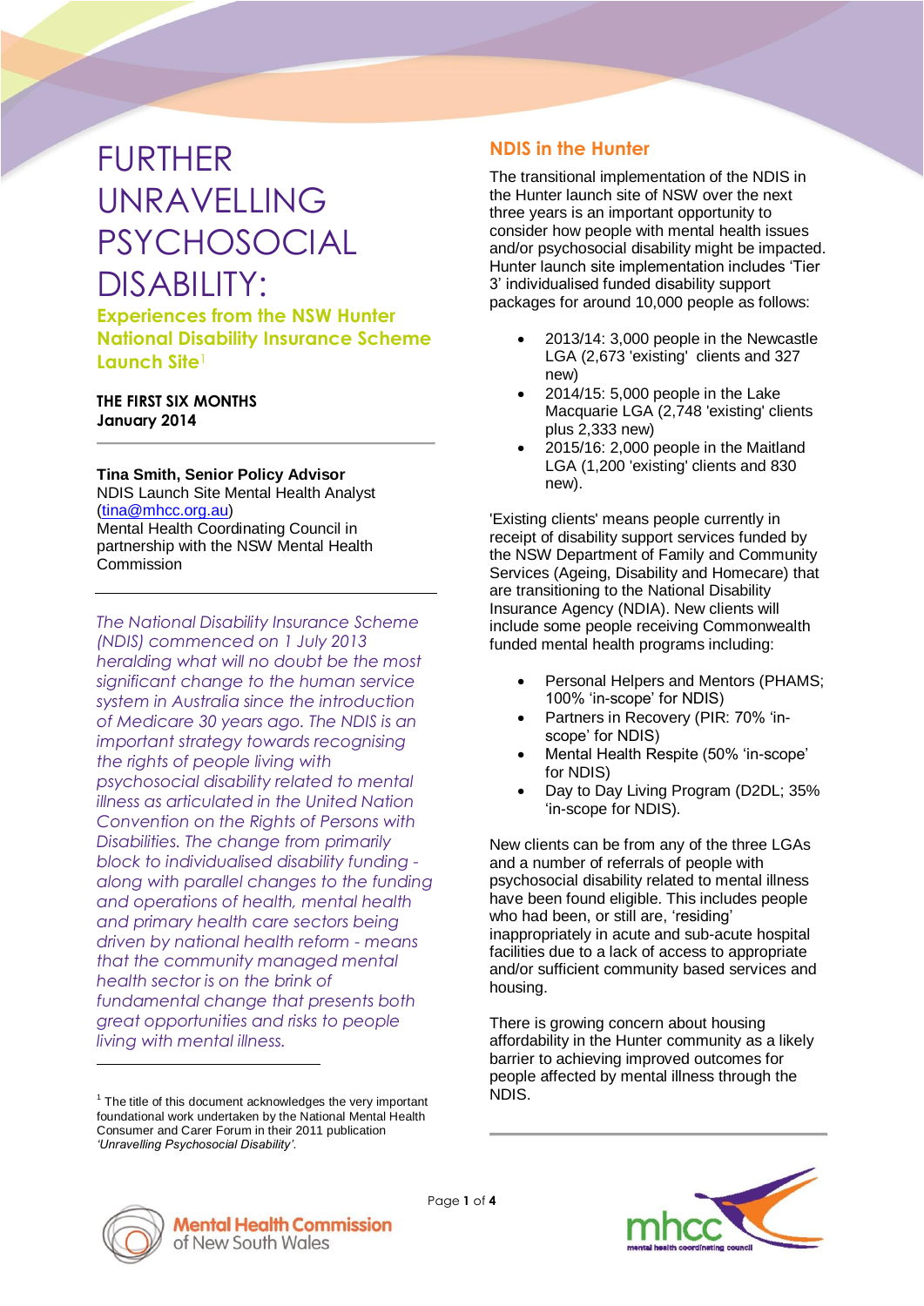# FURTHER UNRAVELLING PSYCHOSOCIAL DISABILITY:

## Experiences from the NSW Hunter National Disability Insurance Scheme Launch Site[1]

**THE FIRST SIX MONTHS**
**January 2014**

**Tina Smith, Senior Policy Advisor**
NDIS Launch Site Mental Health Analyst
(tina@mhcc.org.au)
Mental Health Coordinating Council in partnership with the NSW Mental Health Commission

*The National Disability Insurance Scheme (NDIS) commenced on 1 July 2013 heralding what will no doubt be the most significant change to the human service system in Australia since the introduction of Medicare 30 years ago. The NDIS is an important strategy towards recognising the rights of people living with psychosocial disability related to mental illness as articulated in the United Nation Convention on the Rights of Persons with Disabilities. The change from primarily block to individualised disability funding - along with parallel changes to the funding and operations of health, mental health and primary health care sectors being driven by national health reform - means that the community managed mental health sector is on the brink of fundamental change that presents both great opportunities and risks to people living with mental illness.*

[1] The title of this document acknowledges the very important foundational work undertaken by the National Mental Health Consumer and Carer Forum in their 2011 publication *'Unravelling Psychosocial Disability'.*

## NDIS in the Hunter

The transitional implementation of the NDIS in the Hunter launch site of NSW over the next three years is an important opportunity to consider how people with mental health issues and/or psychosocial disability might be impacted. Hunter launch site implementation includes 'Tier 3' individualised funded disability support packages for around 10,000 people as follows:

- 2013/14: 3,000 people in the Newcastle LGA (2,673 'existing' clients and 327 new)
- 2014/15: 5,000 people in the Lake Macquarie LGA (2,748 'existing' clients plus 2,333 new)
- 2015/16: 2,000 people in the Maitland LGA (1,200 'existing' clients and 830 new).

'Existing clients' means people currently in receipt of disability support services funded by the NSW Department of Family and Community Services (Ageing, Disability and Homecare) that are transitioning to the National Disability Insurance Agency (NDIA). New clients will include some people receiving Commonwealth funded mental health programs including:

- Personal Helpers and Mentors (PHAMS; 100% 'in-scope' for NDIS)
- Partners in Recovery (PIR: 70% 'in-scope' for NDIS)
- Mental Health Respite (50% 'in-scope' for NDIS)
- Day to Day Living Program (D2DL; 35% 'in-scope for NDIS).

New clients can be from any of the three LGAs and a number of referrals of people with psychosocial disability related to mental illness have been found eligible. This includes people who had been, or still are, 'residing' inappropriately in acute and sub-acute hospital facilities due to a lack of access to appropriate and/or sufficient community based services and housing.

There is growing concern about housing affordability in the Hunter community as a likely barrier to achieving improved outcomes for people affected by mental illness through the NDIS.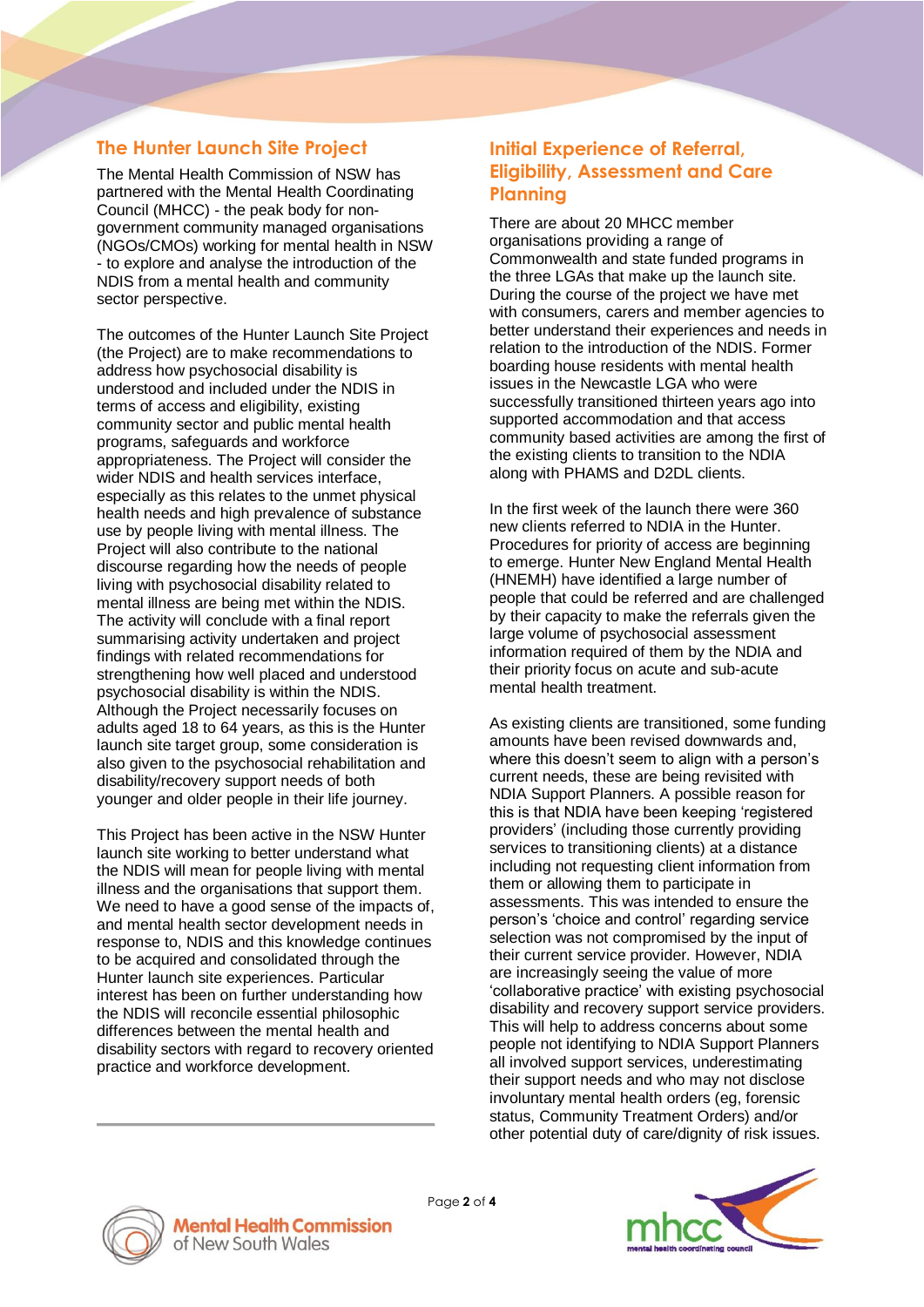## The Hunter Launch Site Project

The Mental Health Commission of NSW has partnered with the Mental Health Coordinating Council (MHCC) - the peak body for non-government community managed organisations (NGOs/CMOs) working for mental health in NSW - to explore and analyse the introduction of the NDIS from a mental health and community sector perspective.

The outcomes of the Hunter Launch Site Project (the Project) are to make recommendations to address how psychosocial disability is understood and included under the NDIS in terms of access and eligibility, existing community sector and public mental health programs, safeguards and workforce appropriateness. The Project will consider the wider NDIS and health services interface, especially as this relates to the unmet physical health needs and high prevalence of substance use by people living with mental illness. The Project will also contribute to the national discourse regarding how the needs of people living with psychosocial disability related to mental illness are being met within the NDIS. The activity will conclude with a final report summarising activity undertaken and project findings with related recommendations for strengthening how well placed and understood psychosocial disability is within the NDIS. Although the Project necessarily focuses on adults aged 18 to 64 years, as this is the Hunter launch site target group, some consideration is also given to the psychosocial rehabilitation and disability/recovery support needs of both younger and older people in their life journey.

This Project has been active in the NSW Hunter launch site working to better understand what the NDIS will mean for people living with mental illness and the organisations that support them. We need to have a good sense of the impacts of, and mental health sector development needs in response to, NDIS and this knowledge continues to be acquired and consolidated through the Hunter launch site experiences. Particular interest has been on further understanding how the NDIS will reconcile essential philosophic differences between the mental health and disability sectors with regard to recovery oriented practice and workforce development.

## Initial Experience of Referral, Eligibility, Assessment and Care Planning

There are about 20 MHCC member organisations providing a range of Commonwealth and state funded programs in the three LGAs that make up the launch site. During the course of the project we have met with consumers, carers and member agencies to better understand their experiences and needs in relation to the introduction of the NDIS. Former boarding house residents with mental health issues in the Newcastle LGA who were successfully transitioned thirteen years ago into supported accommodation and that access community based activities are among the first of the existing clients to transition to the NDIA along with PHAMS and D2DL clients.

In the first week of the launch there were 360 new clients referred to NDIA in the Hunter. Procedures for priority of access are beginning to emerge. Hunter New England Mental Health (HNEMH) have identified a large number of people that could be referred and are challenged by their capacity to make the referrals given the large volume of psychosocial assessment information required of them by the NDIA and their priority focus on acute and sub-acute mental health treatment.

As existing clients are transitioned, some funding amounts have been revised downwards and, where this doesn't seem to align with a person's current needs, these are being revisited with NDIA Support Planners. A possible reason for this is that NDIA have been keeping 'registered providers' (including those currently providing services to transitioning clients) at a distance including not requesting client information from them or allowing them to participate in assessments. This was intended to ensure the person's 'choice and control' regarding service selection was not compromised by the input of their current service provider. However, NDIA are increasingly seeing the value of more 'collaborative practice' with existing psychosocial disability and recovery support service providers. This will help to address concerns about some people not identifying to NDIA Support Planners all involved support services, underestimating their support needs and who may not disclose involuntary mental health orders (eg, forensic status, Community Treatment Orders) and/or other potential duty of care/dignity of risk issues.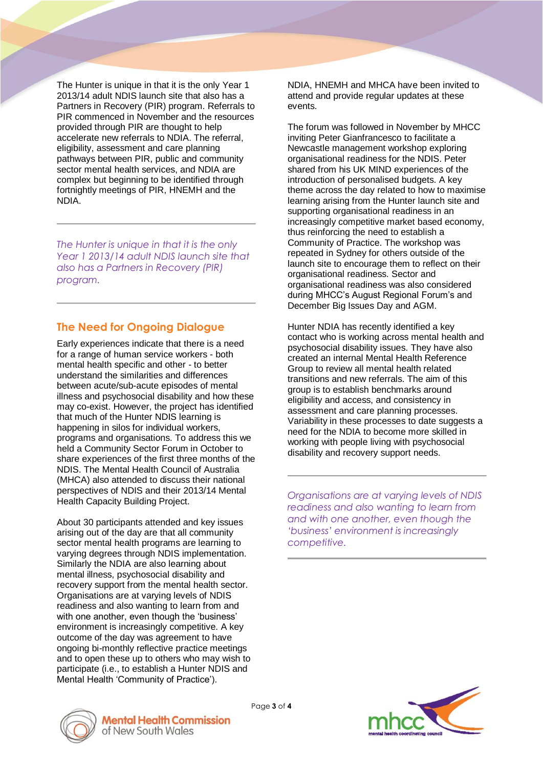The Hunter is unique in that it is the only Year 1 2013/14 adult NDIS launch site that also has a Partners in Recovery (PIR) program. Referrals to PIR commenced in November and the resources provided through PIR are thought to help accelerate new referrals to NDIA. The referral, eligibility, assessment and care planning pathways between PIR, public and community sector mental health services, and NDIA are complex but beginning to be identified through fortnightly meetings of PIR, HNEMH and the NDIA.

---

*The Hunter is unique in that it is the only Year 1 2013/14 adult NDIS launch site that also has a Partners in Recovery (PIR) program.*

---

## The Need for Ongoing Dialogue

Early experiences indicate that there is a need for a range of human service workers - both mental health specific and other - to better understand the similarities and differences between acute/sub-acute episodes of mental illness and psychosocial disability and how these may co-exist. However, the project has identified that much of the Hunter NDIS learning is happening in silos for individual workers, programs and organisations. To address this we held a Community Sector Forum in October to share experiences of the first three months of the NDIS. The Mental Health Council of Australia (MHCA) also attended to discuss their national perspectives of NDIS and their 2013/14 Mental Health Capacity Building Project.

About 30 participants attended and key issues arising out of the day are that all community sector mental health programs are learning to varying degrees through NDIS implementation. Similarly the NDIA are also learning about mental illness, psychosocial disability and recovery support from the mental health sector. Organisations are at varying levels of NDIS readiness and also wanting to learn from and with one another, even though the 'business' environment is increasingly competitive. A key outcome of the day was agreement to have ongoing bi-monthly reflective practice meetings and to open these up to others who may wish to participate (i.e., to establish a Hunter NDIS and Mental Health 'Community of Practice'). NDIA, HNEMH and MHCA have been invited to attend and provide regular updates at these events.

The forum was followed in November by MHCC inviting Peter Gianfrancesco to facilitate a Newcastle management workshop exploring organisational readiness for the NDIS. Peter shared from his UK MIND experiences of the introduction of personalised budgets. A key theme across the day related to how to maximise learning arising from the Hunter launch site and supporting organisational readiness in an increasingly competitive market based economy, thus reinforcing the need to establish a Community of Practice. The workshop was repeated in Sydney for others outside of the launch site to encourage them to reflect on their organisational readiness. Sector and organisational readiness was also considered during MHCC's August Regional Forum's and December Big Issues Day and AGM.

Hunter NDIA has recently identified a key contact who is working across mental health and psychosocial disability issues. They have also created an internal Mental Health Reference Group to review all mental health related transitions and new referrals. The aim of this group is to establish benchmarks around eligibility and access, and consistency in assessment and care planning processes. Variability in these processes to date suggests a need for the NDIA to become more skilled in working with people living with psychosocial disability and recovery support needs.

---

*Organisations are at varying levels of NDIS readiness and also wanting to learn from and with one another, even though the 'business' environment is increasingly competitive.*

---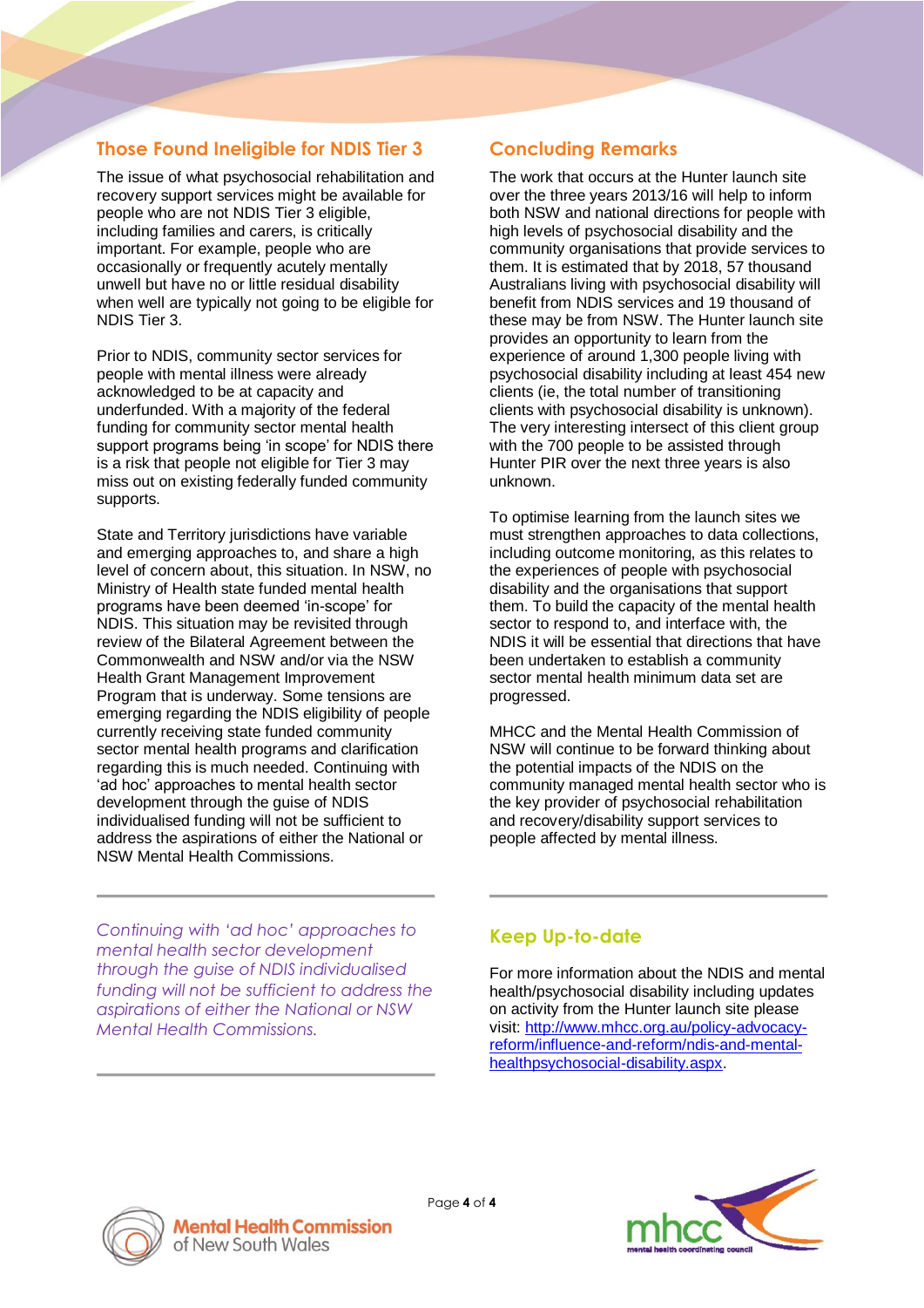## Those Found Ineligible for NDIS Tier 3

The issue of what psychosocial rehabilitation and recovery support services might be available for people who are not NDIS Tier 3 eligible, including families and carers, is critically important. For example, people who are occasionally or frequently acutely mentally unwell but have no or little residual disability when well are typically not going to be eligible for NDIS Tier 3.

Prior to NDIS, community sector services for people with mental illness were already acknowledged to be at capacity and underfunded. With a majority of the federal funding for community sector mental health support programs being 'in scope' for NDIS there is a risk that people not eligible for Tier 3 may miss out on existing federally funded community supports.

State and Territory jurisdictions have variable and emerging approaches to, and share a high level of concern about, this situation. In NSW, no Ministry of Health state funded mental health programs have been deemed 'in-scope' for NDIS. This situation may be revisited through review of the Bilateral Agreement between the Commonwealth and NSW and/or via the NSW Health Grant Management Improvement Program that is underway. Some tensions are emerging regarding the NDIS eligibility of people currently receiving state funded community sector mental health programs and clarification regarding this is much needed. Continuing with 'ad hoc' approaches to mental health sector development through the guise of NDIS individualised funding will not be sufficient to address the aspirations of either the National or NSW Mental Health Commissions.

*Continuing with 'ad hoc' approaches to mental health sector development through the guise of NDIS individualised funding will not be sufficient to address the aspirations of either the National or NSW Mental Health Commissions.*

## Concluding Remarks

The work that occurs at the Hunter launch site over the three years 2013/16 will help to inform both NSW and national directions for people with high levels of psychosocial disability and the community organisations that provide services to them. It is estimated that by 2018, 57 thousand Australians living with psychosocial disability will benefit from NDIS services and 19 thousand of these may be from NSW. The Hunter launch site provides an opportunity to learn from the experience of around 1,300 people living with psychosocial disability including at least 454 new clients (ie, the total number of transitioning clients with psychosocial disability is unknown). The very interesting intersect of this client group with the 700 people to be assisted through Hunter PIR over the next three years is also unknown.

To optimise learning from the launch sites we must strengthen approaches to data collections, including outcome monitoring, as this relates to the experiences of people with psychosocial disability and the organisations that support them. To build the capacity of the mental health sector to respond to, and interface with, the NDIS it will be essential that directions that have been undertaken to establish a community sector mental health minimum data set are progressed.

MHCC and the Mental Health Commission of NSW will continue to be forward thinking about the potential impacts of the NDIS on the community managed mental health sector who is the key provider of psychosocial rehabilitation and recovery/disability support services to people affected by mental illness.

## Keep Up-to-date

For more information about the NDIS and mental health/psychosocial disability including updates on activity from the Hunter launch site please visit: http://www.mhcc.org.au/policy-advocacy-reform/influence-and-reform/ndis-and-mental-healthpsychosocial-disability.aspx.

Mental Health Commission of New South Wales

mhcc mental health coordinating council